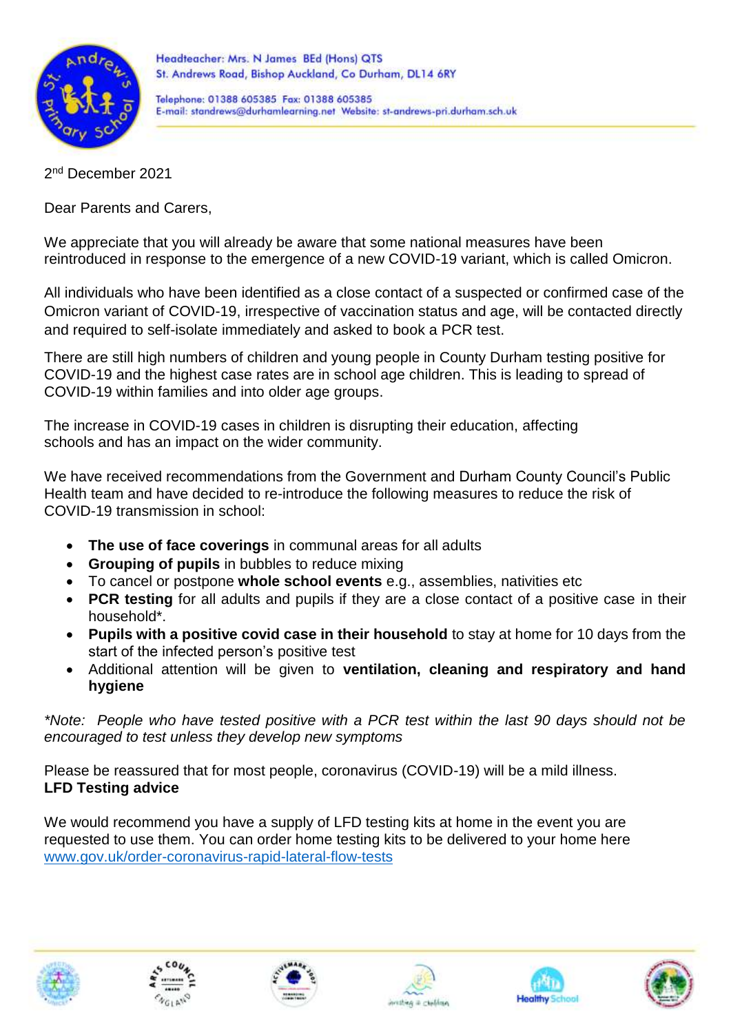Headteacher: Mrs. N James BEd (Hons) QTS
St. Andrews Road, Bishop Auckland, Co Durham, DL14 6RY

Telephone: 01388 605385 Fax: 01388 605385
E-mail: standrews@durhamlearning.net Website: st-andrews-pri.durham.sch.uk

2nd December 2021

Dear Parents and Carers,

We appreciate that you will already be aware that some national measures have been reintroduced in response to the emergence of a new COVID-19 variant, which is called Omicron.

All individuals who have been identified as a close contact of a suspected or confirmed case of the Omicron variant of COVID-19, irrespective of vaccination status and age, will be contacted directly and required to self-isolate immediately and asked to book a PCR test.

There are still high numbers of children and young people in County Durham testing positive for COVID-19 and the highest case rates are in school age children. This is leading to spread of COVID-19 within families and into older age groups.

The increase in COVID-19 cases in children is disrupting their education, affecting schools and has an impact on the wider community.

We have received recommendations from the Government and Durham County Council's Public Health team and have decided to re-introduce the following measures to reduce the risk of COVID-19 transmission in school:

- **The use of face coverings** in communal areas for all adults
- **Grouping of pupils** in bubbles to reduce mixing
- To cancel or postpone **whole school events** e.g., assemblies, nativities etc
- **PCR testing** for all adults and pupils if they are a close contact of a positive case in their household*.
- **Pupils with a positive covid case in their household** to stay at home for 10 days from the start of the infected person's positive test
- Additional attention will be given to **ventilation, cleaning and respiratory and hand hygiene**

*\*Note: People who have tested positive with a PCR test within the last 90 days should not be encouraged to test unless they develop new symptoms*

Please be reassured that for most people, coronavirus (COVID-19) will be a mild illness.

**LFD Testing advice**

We would recommend you have a supply of LFD testing kits at home in the event you are requested to use them. You can order home testing kits to be delivered to your home here [www.gov.uk/order-coronavirus-rapid-lateral-flow-tests](http://www.gov.uk/order-coronavirus-rapid-lateral-flow-tests)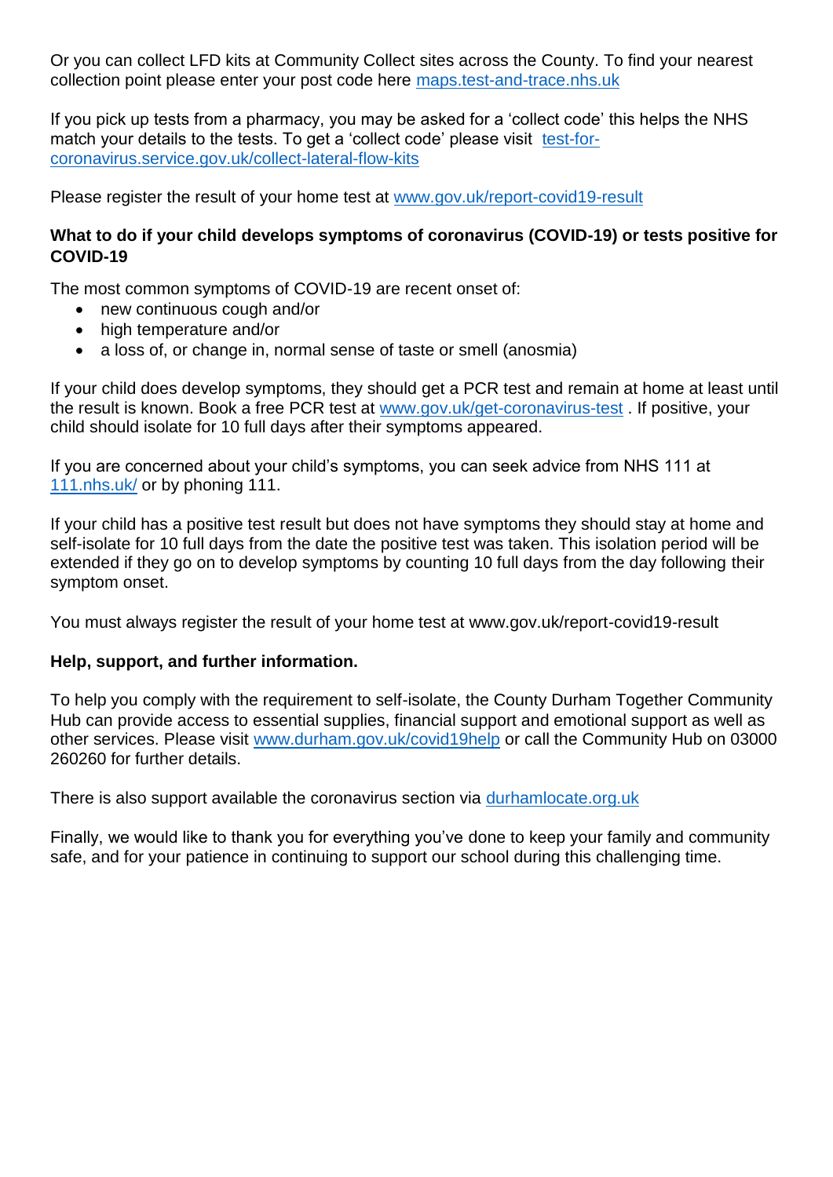Or you can collect LFD kits at Community Collect sites across the County. To find your nearest collection point please enter your post code here [maps.test-and-trace.nhs.uk](maps.test-and-trace.nhs.uk)

If you pick up tests from a pharmacy, you may be asked for a 'collect code' this helps the NHS match your details to the tests. To get a 'collect code' please visit [test-for-coronavirus.service.gov.uk/collect-lateral-flow-kits](test-for-coronavirus.service.gov.uk/collect-lateral-flow-kits)

Please register the result of your home test at [www.gov.uk/report-covid19-result](www.gov.uk/report-covid19-result)

**What to do if your child develops symptoms of coronavirus (COVID-19) or tests positive for COVID-19**

The most common symptoms of COVID-19 are recent onset of:

- new continuous cough and/or
- high temperature and/or
- a loss of, or change in, normal sense of taste or smell (anosmia)

If your child does develop symptoms, they should get a PCR test and remain at home at least until the result is known. Book a free PCR test at [www.gov.uk/get-coronavirus-test](www.gov.uk/get-coronavirus-test) . If positive, your child should isolate for 10 full days after their symptoms appeared.

If you are concerned about your child's symptoms, you can seek advice from NHS 111 at [111.nhs.uk/](111.nhs.uk/) or by phoning 111.

If your child has a positive test result but does not have symptoms they should stay at home and self-isolate for 10 full days from the date the positive test was taken. This isolation period will be extended if they go on to develop symptoms by counting 10 full days from the day following their symptom onset.

You must always register the result of your home test at www.gov.uk/report-covid19-result

**Help, support, and further information.**

To help you comply with the requirement to self-isolate, the County Durham Together Community Hub can provide access to essential supplies, financial support and emotional support as well as other services. Please visit [www.durham.gov.uk/covid19help](www.durham.gov.uk/covid19help) or call the Community Hub on 03000 260260 for further details.

There is also support available the coronavirus section via [durhamlocate.org.uk](durhamlocate.org.uk)

Finally, we would like to thank you for everything you've done to keep your family and community safe, and for your patience in continuing to support our school during this challenging time.